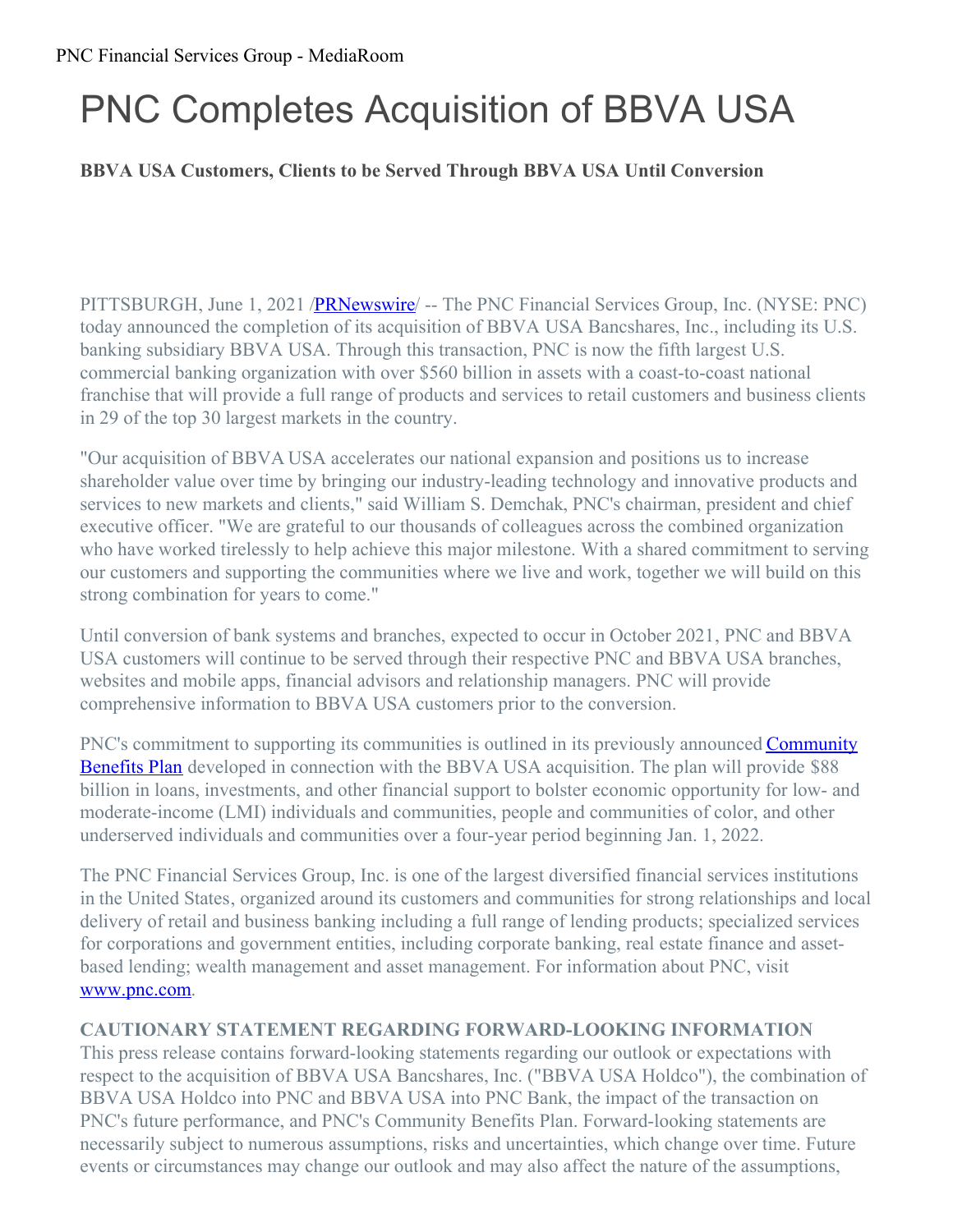# PNC Completes Acquisition of BBVA USA

**BBVA USA Customers, Clients to be Served Through BBVA USA Until Conversion**

PITTSBURGH, June 1, 2021 /PRNewswire/ -- The PNC Financial Services Group, Inc. (NYSE: PNC) today announced the completion of its acquisition of BBVA USA Bancshares, Inc., including its U.S. banking subsidiary BBVA USA. Through this transaction, PNC is now the fifth largest U.S. commercial banking organization with over $560 billion in assets with a coast-to-coast national franchise that will provide a full range of products and services to retail customers and business clients in 29 of the top 30 largest markets in the country.

"Our acquisition of BBVA USA accelerates our national expansion and positions us to increase shareholder value over time by bringing our industry-leading technology and innovative products and services to new markets and clients," said William S. Demchak, PNC's chairman, president and chief executive officer. "We are grateful to our thousands of colleagues across the combined organization who have worked tirelessly to help achieve this major milestone. With a shared commitment to serving our customers and supporting the communities where we live and work, together we will build on this strong combination for years to come."

Until conversion of bank systems and branches, expected to occur in October 2021, PNC and BBVA USA customers will continue to be served through their respective PNC and BBVA USA branches, websites and mobile apps, financial advisors and relationship managers. PNC will provide comprehensive information to BBVA USA customers prior to the conversion.

PNC's commitment to supporting its communities is outlined in its previously announced Community Benefits Plan developed in connection with the BBVA USA acquisition. The plan will provide $88 billion in loans, investments, and other financial support to bolster economic opportunity for low- and moderate-income (LMI) individuals and communities, people and communities of color, and other underserved individuals and communities over a four-year period beginning Jan. 1, 2022.

The PNC Financial Services Group, Inc. is one of the largest diversified financial services institutions in the United States, organized around its customers and communities for strong relationships and local delivery of retail and business banking including a full range of lending products; specialized services for corporations and government entities, including corporate banking, real estate finance and asset-based lending; wealth management and asset management. For information about PNC, visit www.pnc.com.

**CAUTIONARY STATEMENT REGARDING FORWARD-LOOKING INFORMATION**

This press release contains forward-looking statements regarding our outlook or expectations with respect to the acquisition of BBVA USA Bancshares, Inc. ("BBVA USA Holdco"), the combination of BBVA USA Holdco into PNC and BBVA USA into PNC Bank, the impact of the transaction on PNC's future performance, and PNC's Community Benefits Plan. Forward-looking statements are necessarily subject to numerous assumptions, risks and uncertainties, which change over time. Future events or circumstances may change our outlook and may also affect the nature of the assumptions,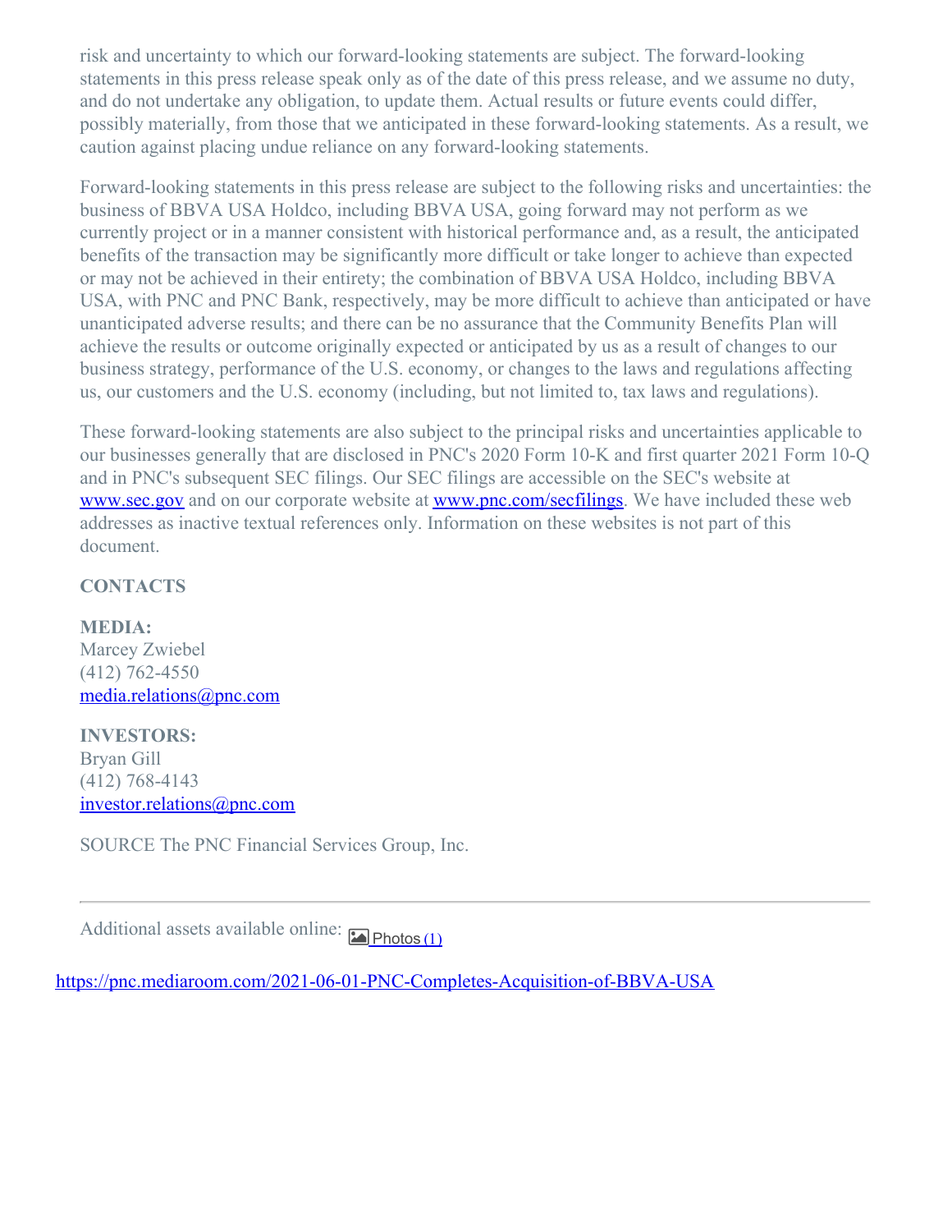risk and uncertainty to which our forward-looking statements are subject. The forward-looking statements in this press release speak only as of the date of this press release, and we assume no duty, and do not undertake any obligation, to update them. Actual results or future events could differ, possibly materially, from those that we anticipated in these forward-looking statements. As a result, we caution against placing undue reliance on any forward-looking statements.

Forward-looking statements in this press release are subject to the following risks and uncertainties: the business of BBVA USA Holdco, including BBVA USA, going forward may not perform as we currently project or in a manner consistent with historical performance and, as a result, the anticipated benefits of the transaction may be significantly more difficult or take longer to achieve than expected or may not be achieved in their entirety; the combination of BBVA USA Holdco, including BBVA USA, with PNC and PNC Bank, respectively, may be more difficult to achieve than anticipated or have unanticipated adverse results; and there can be no assurance that the Community Benefits Plan will achieve the results or outcome originally expected or anticipated by us as a result of changes to our business strategy, performance of the U.S. economy, or changes to the laws and regulations affecting us, our customers and the U.S. economy (including, but not limited to, tax laws and regulations).

These forward-looking statements are also subject to the principal risks and uncertainties applicable to our businesses generally that are disclosed in PNC's 2020 Form 10-K and first quarter 2021 Form 10-Q and in PNC's subsequent SEC filings. Our SEC filings are accessible on the SEC's website at www.sec.gov and on our corporate website at www.pnc.com/secfilings. We have included these web addresses as inactive textual references only. Information on these websites is not part of this document.

**CONTACTS**

**MEDIA:**
Marcey Zwiebel
(412) 762-4550
media.relations@pnc.com

**INVESTORS:**
Bryan Gill
(412) 768-4143
investor.relations@pnc.com

SOURCE The PNC Financial Services Group, Inc.

---

Additional assets available online: Photos (1)

https://pnc.mediaroom.com/2021-06-01-PNC-Completes-Acquisition-of-BBVA-USA